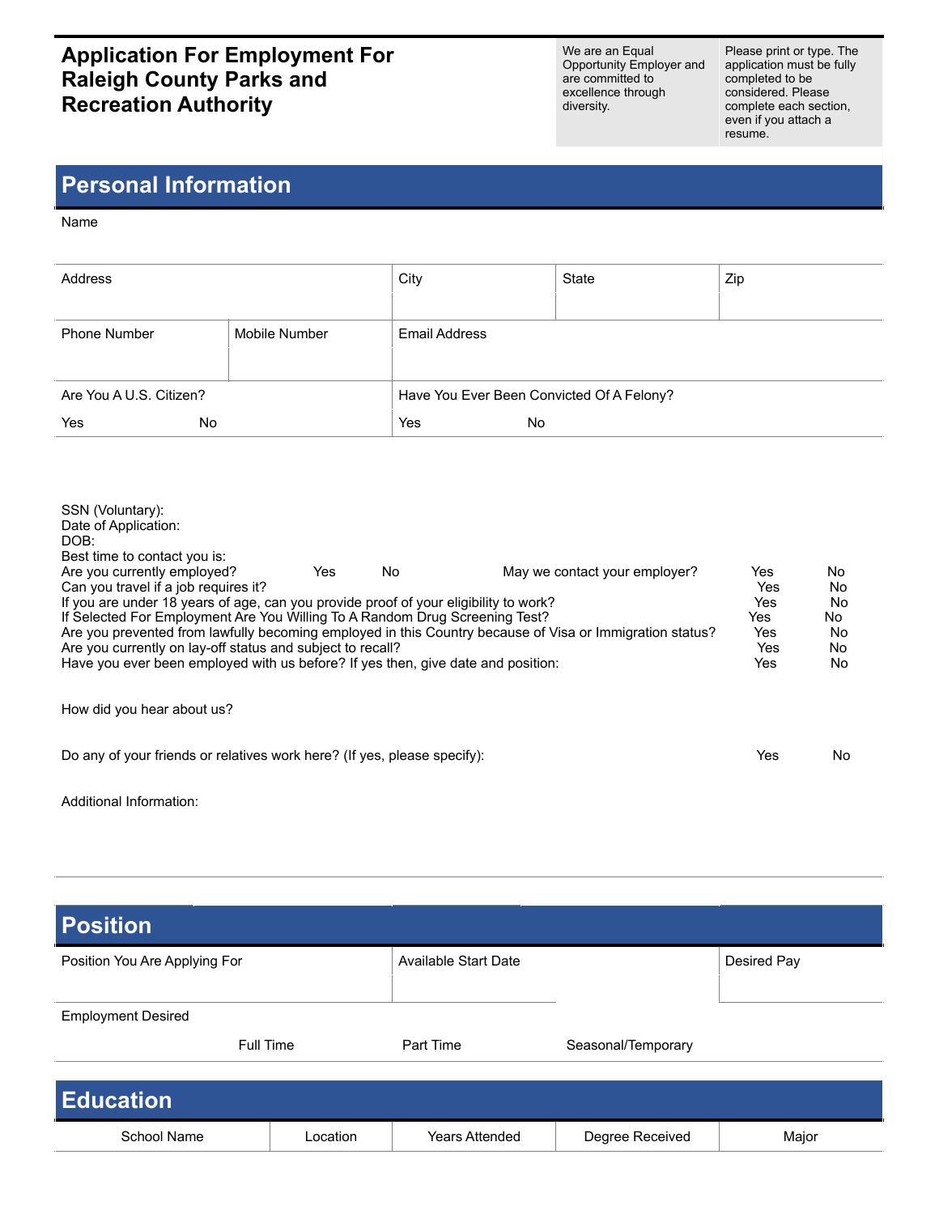# Application For Employment For Raleigh County Parks and Recreation Authority

We are an Equal Opportunity Employer and are committed to excellence through diversity.

Please print or type. The application must be fully completed to be considered. Please complete each section, even if you attach a resume.

## Personal Information

Name

| Address | | City | State | Zip |
|---|---|---|---|---|
| | | | | |
| **Phone Number** | **Mobile Number** | **Email Address** | | |
| | | | | |
| **Are You A U.S. Citizen?** | | **Have You Ever Been Convicted Of A Felony?** | | |
| Yes | No | Yes | No | |

SSN (Voluntary):
Date of Application:
DOB:
Best time to contact you is:

| Question | | | |
|---|---|---|---|
| Are you currently employed? | Yes | No | |
| May we contact your employer? | | Yes | No |
| Can you travel if a job requires it? | | Yes | No |
| If you are under 18 years of age, can you provide proof of your eligibility to work? | | Yes | No |
| If Selected For Employment Are You Willing To A Random Drug Screening Test? | | Yes | No |
| Are you prevented from lawfully becoming employed in this Country because of Visa or Immigration status? | | Yes | No |
| Are you currently on lay-off status and subject to recall? | | Yes | No |
| Have you ever been employed with us before? If yes then, give date and position: | | Yes | No |

How did you hear about us?

Do any of your friends or relatives work here? (If yes, please specify): Yes No

Additional Information:

## Position

| Position You Are Applying For | Available Start Date | Desired Pay |
|---|---|---|
| | | |

Employment Desired

Full Time Part Time Seasonal/Temporary

## Education

| School Name | Location | Years Attended | Degree Received | Major |
|---|---|---|---|---|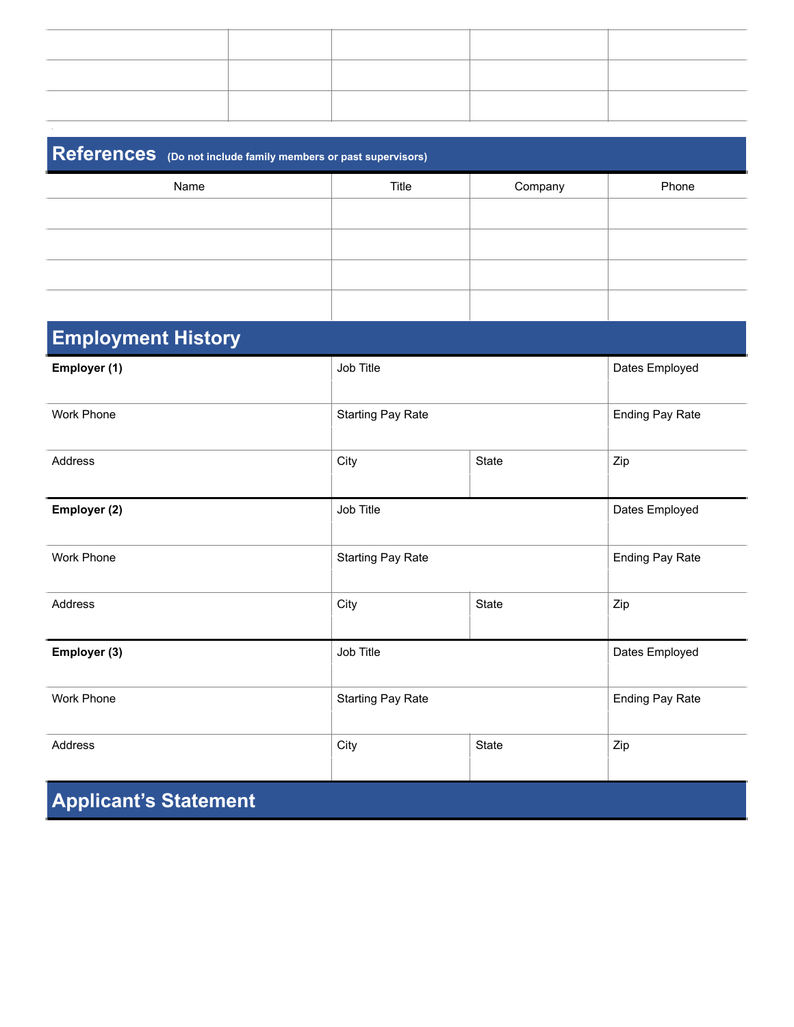| | | | | |
|---|---|---|---|---|
| | | | | |
| | | | | |
| | | | | |

## References (Do not include family members or past supervisors)

| Name | Title | Company | Phone |
|---|---|---|---|
| | | | |
| | | | |
| | | | |
| | | | |

## Employment History

| | | | |
|---|---|---|---|
| **Employer (1)** | Job Title | | Dates Employed |
| Work Phone | Starting Pay Rate | | Ending Pay Rate |
| Address | City | State | Zip |
| **Employer (2)** | Job Title | | Dates Employed |
| Work Phone | Starting Pay Rate | | Ending Pay Rate |
| Address | City | State | Zip |
| **Employer (3)** | Job Title | | Dates Employed |
| Work Phone | Starting Pay Rate | | Ending Pay Rate |
| Address | City | State | Zip |

## Applicant's Statement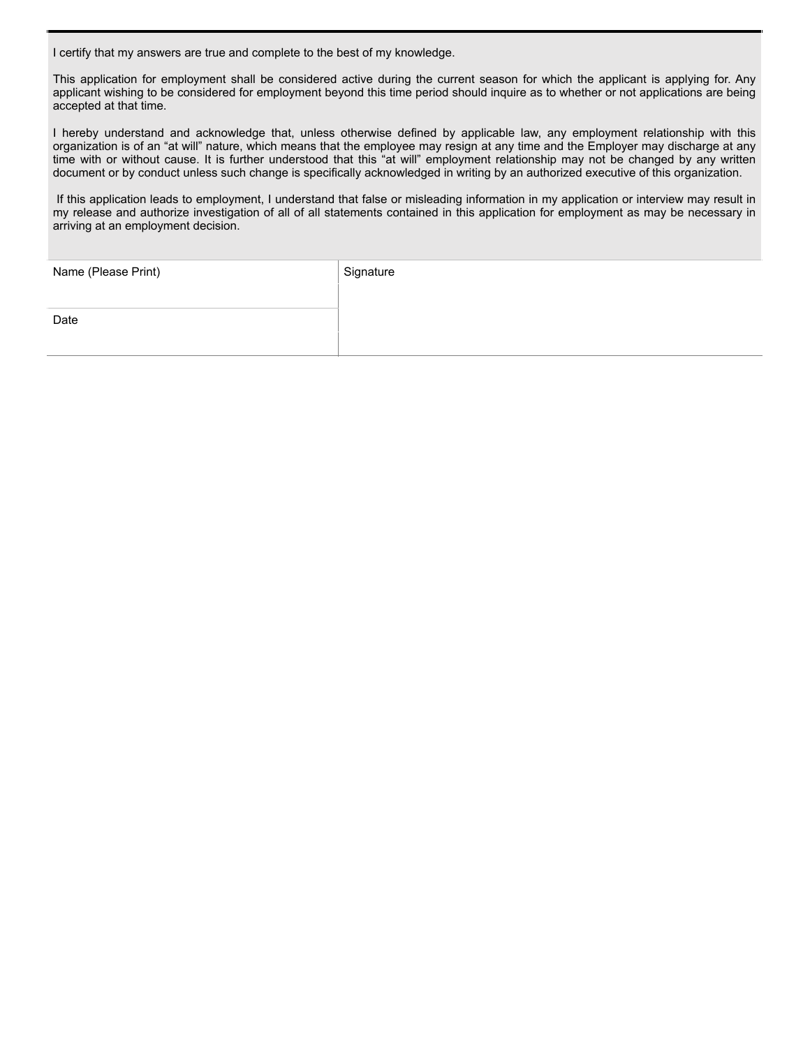I certify that my answers are true and complete to the best of my knowledge.

This application for employment shall be considered active during the current season for which the applicant is applying for. Any applicant wishing to be considered for employment beyond this time period should inquire as to whether or not applications are being accepted at that time.

I hereby understand and acknowledge that, unless otherwise defined by applicable law, any employment relationship with this organization is of an "at will" nature, which means that the employee may resign at any time and the Employer may discharge at any time with or without cause. It is further understood that this "at will" employment relationship may not be changed by any written document or by conduct unless such change is specifically acknowledged in writing by an authorized executive of this organization.

If this application leads to employment, I understand that false or misleading information in my application or interview may result in my release and authorize investigation of all of all statements contained in this application for employment as may be necessary in arriving at an employment decision.

| | |
|---|---|
| Name (Please Print) | Signature |
| Date | |